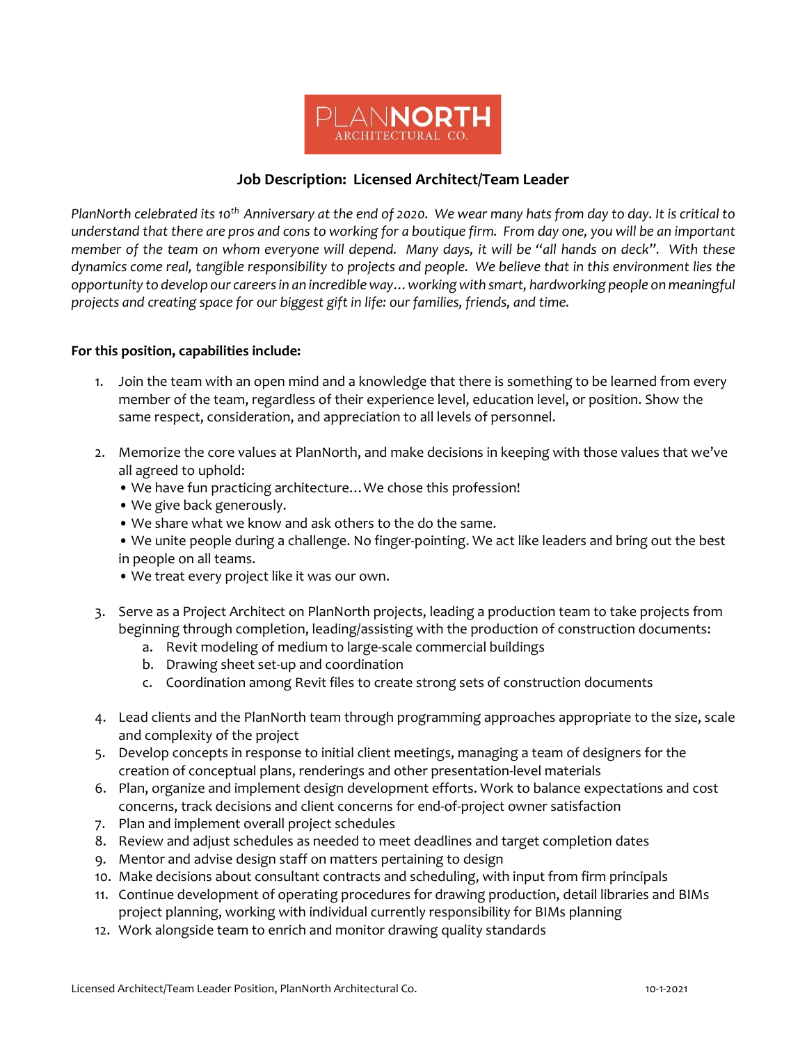PLANNORTH
ARCHITECTURAL CO.

## Job Description: Licensed Architect/Team Leader

*PlanNorth celebrated its 10th Anniversary at the end of 2020. We wear many hats from day to day. It is critical to understand that there are pros and cons to working for a boutique firm. From day one, you will be an important member of the team on whom everyone will depend. Many days, it will be "all hands on deck". With these dynamics come real, tangible responsibility to projects and people. We believe that in this environment lies the opportunity to develop our careers in an incredible way…working with smart, hardworking people on meaningful projects and creating space for our biggest gift in life: our families, friends, and time.*

**For this position, capabilities include:**

1. Join the team with an open mind and a knowledge that there is something to be learned from every member of the team, regardless of their experience level, education level, or position. Show the same respect, consideration, and appreciation to all levels of personnel.

2. Memorize the core values at PlanNorth, and make decisions in keeping with those values that we've all agreed to uphold:
   - We have fun practicing architecture…We chose this profession!
   - We give back generously.
   - We share what we know and ask others to the do the same.
   - We unite people during a challenge. No finger-pointing. We act like leaders and bring out the best in people on all teams.
   - We treat every project like it was our own.

3. Serve as a Project Architect on PlanNorth projects, leading a production team to take projects from beginning through completion, leading/assisting with the production of construction documents:
   a. Revit modeling of medium to large-scale commercial buildings
   b. Drawing sheet set-up and coordination
   c. Coordination among Revit files to create strong sets of construction documents

4. Lead clients and the PlanNorth team through programming approaches appropriate to the size, scale and complexity of the project
5. Develop concepts in response to initial client meetings, managing a team of designers for the creation of conceptual plans, renderings and other presentation-level materials
6. Plan, organize and implement design development efforts. Work to balance expectations and cost concerns, track decisions and client concerns for end-of-project owner satisfaction
7. Plan and implement overall project schedules
8. Review and adjust schedules as needed to meet deadlines and target completion dates
9. Mentor and advise design staff on matters pertaining to design
10. Make decisions about consultant contracts and scheduling, with input from firm principals
11. Continue development of operating procedures for drawing production, detail libraries and BIMs project planning, working with individual currently responsibility for BIMs planning
12. Work alongside team to enrich and monitor drawing quality standards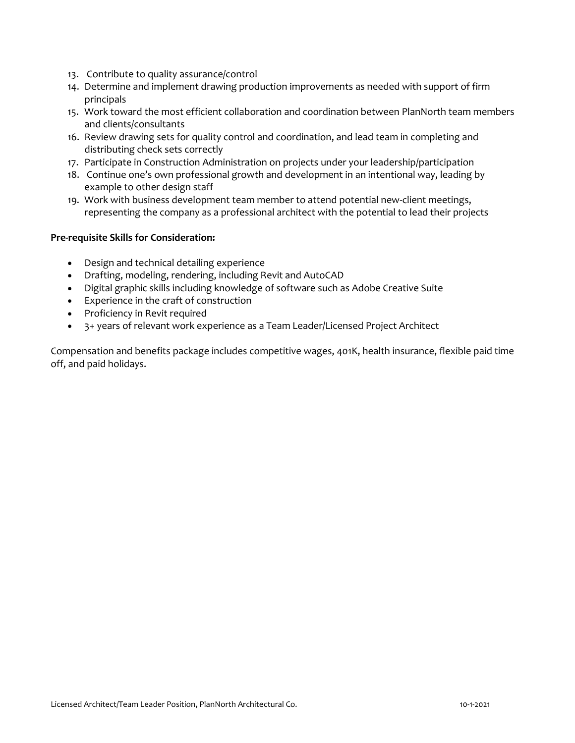13. Contribute to quality assurance/control
14. Determine and implement drawing production improvements as needed with support of firm principals
15. Work toward the most efficient collaboration and coordination between PlanNorth team members and clients/consultants
16. Review drawing sets for quality control and coordination, and lead team in completing and distributing check sets correctly
17. Participate in Construction Administration on projects under your leadership/participation
18. Continue one's own professional growth and development in an intentional way, leading by example to other design staff
19. Work with business development team member to attend potential new-client meetings, representing the company as a professional architect with the potential to lead their projects

**Pre-requisite Skills for Consideration:**

- Design and technical detailing experience
- Drafting, modeling, rendering, including Revit and AutoCAD
- Digital graphic skills including knowledge of software such as Adobe Creative Suite
- Experience in the craft of construction
- Proficiency in Revit required
- 3+ years of relevant work experience as a Team Leader/Licensed Project Architect

Compensation and benefits package includes competitive wages, 401K, health insurance, flexible paid time off, and paid holidays.